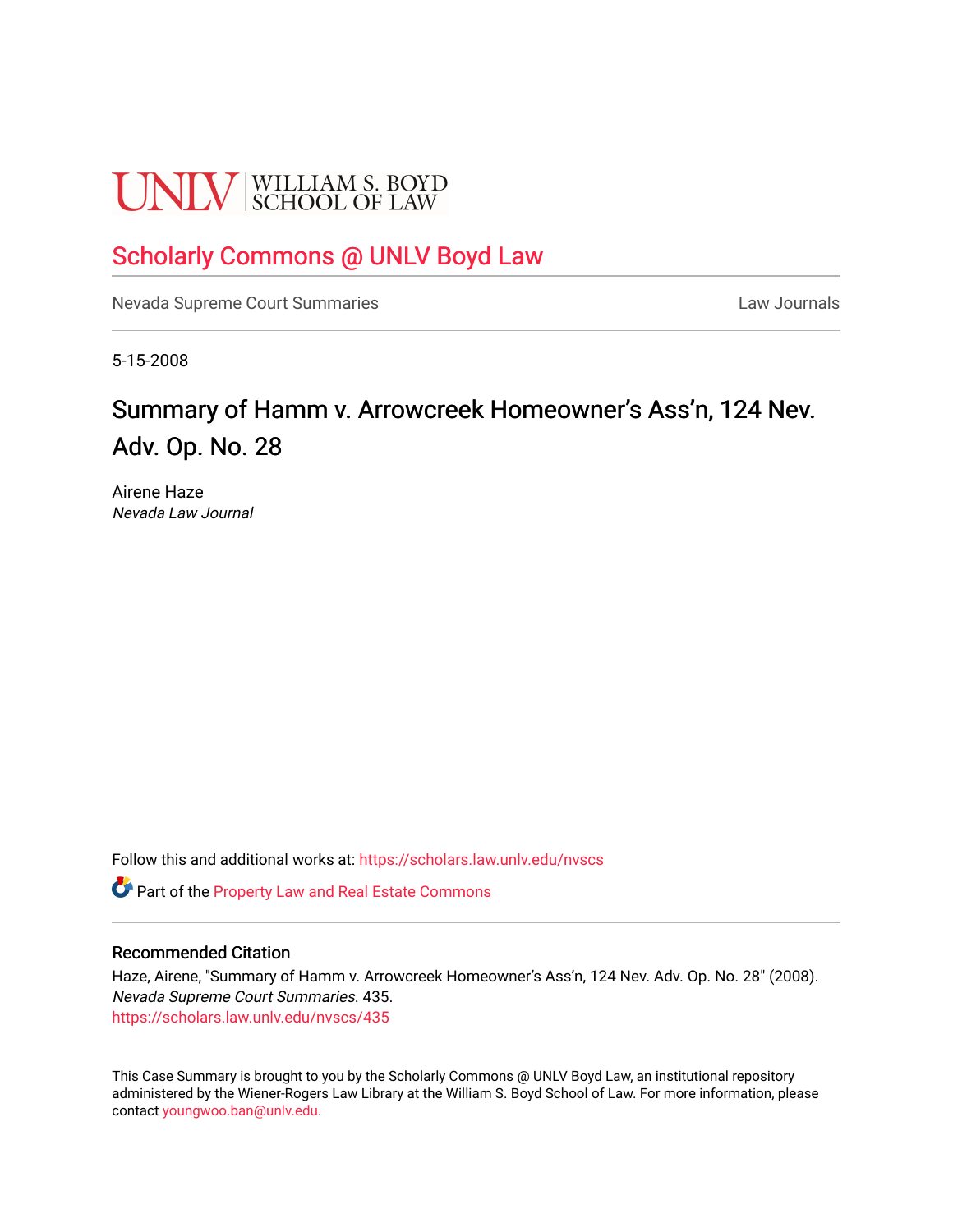UNLV | WILLIAM S. BOYD SCHOOL OF LAW

## Scholarly Commons @ UNLV Boyd Law

Nevada Supreme Court Summaries | Law Journals

5-15-2008

# Summary of Hamm v. Arrowcreek Homeowner's Ass'n, 124 Nev. Adv. Op. No. 28

Airene Haze
*Nevada Law Journal*

Follow this and additional works at: https://scholars.law.unlv.edu/nvscs

Part of the Property Law and Real Estate Commons

### Recommended Citation

Haze, Airene, "Summary of Hamm v. Arrowcreek Homeowner's Ass'n, 124 Nev. Adv. Op. No. 28" (2008). *Nevada Supreme Court Summaries*. 435.
https://scholars.law.unlv.edu/nvscs/435

This Case Summary is brought to you by the Scholarly Commons @ UNLV Boyd Law, an institutional repository administered by the Wiener-Rogers Law Library at the William S. Boyd School of Law. For more information, please contact youngwoo.ban@unlv.edu.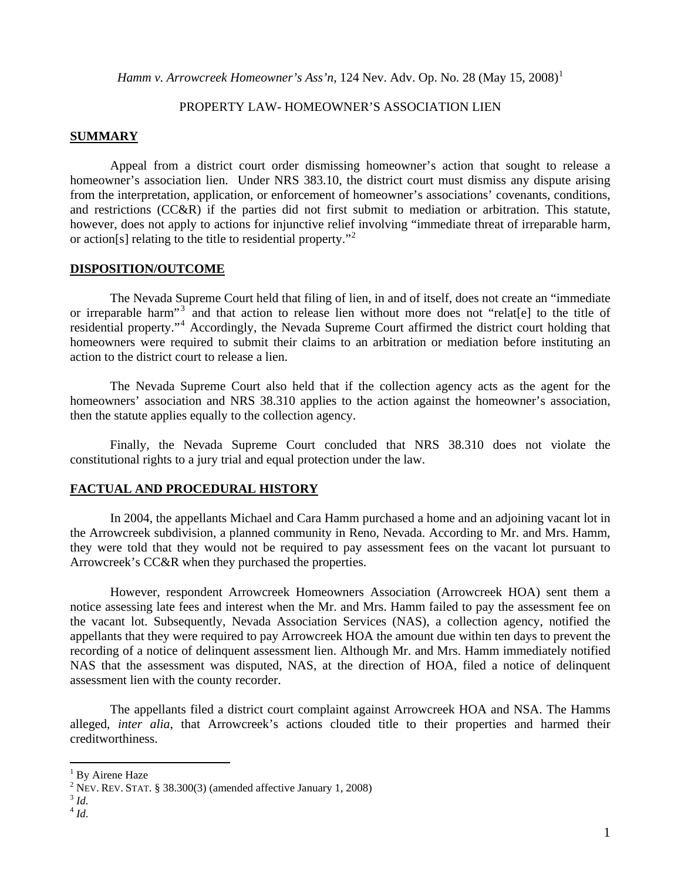*Hamm v. Arrowcreek Homeowner's Ass'n*, 124 Nev. Adv. Op. No. 28 (May 15, 2008)[1]

PROPERTY LAW- HOMEOWNER'S ASSOCIATION LIEN

## SUMMARY

Appeal from a district court order dismissing homeowner's action that sought to release a homeowner's association lien. Under NRS 383.10, the district court must dismiss any dispute arising from the interpretation, application, or enforcement of homeowner's associations' covenants, conditions, and restrictions (CC&R) if the parties did not first submit to mediation or arbitration. This statute, however, does not apply to actions for injunctive relief involving "immediate threat of irreparable harm, or action[s] relating to the title to residential property."[2]

## DISPOSITION/OUTCOME

The Nevada Supreme Court held that filing of lien, in and of itself, does not create an "immediate or irreparable harm"[3] and that action to release lien without more does not "relat[e] to the title of residential property."[4] Accordingly, the Nevada Supreme Court affirmed the district court holding that homeowners were required to submit their claims to an arbitration or mediation before instituting an action to the district court to release a lien.

The Nevada Supreme Court also held that if the collection agency acts as the agent for the homeowners' association and NRS 38.310 applies to the action against the homeowner's association, then the statute applies equally to the collection agency.

Finally, the Nevada Supreme Court concluded that NRS 38.310 does not violate the constitutional rights to a jury trial and equal protection under the law.

## FACTUAL AND PROCEDURAL HISTORY

In 2004, the appellants Michael and Cara Hamm purchased a home and an adjoining vacant lot in the Arrowcreek subdivision, a planned community in Reno, Nevada. According to Mr. and Mrs. Hamm, they were told that they would not be required to pay assessment fees on the vacant lot pursuant to Arrowcreek's CC&R when they purchased the properties.

However, respondent Arrowcreek Homeowners Association (Arrowcreek HOA) sent them a notice assessing late fees and interest when the Mr. and Mrs. Hamm failed to pay the assessment fee on the vacant lot. Subsequently, Nevada Association Services (NAS), a collection agency, notified the appellants that they were required to pay Arrowcreek HOA the amount due within ten days to prevent the recording of a notice of delinquent assessment lien. Although Mr. and Mrs. Hamm immediately notified NAS that the assessment was disputed, NAS, at the direction of HOA, filed a notice of delinquent assessment lien with the county recorder.

The appellants filed a district court complaint against Arrowcreek HOA and NSA. The Hamms alleged, *inter alia*, that Arrowcreek's actions clouded title to their properties and harmed their creditworthiness.

---

[1] By Airene Haze

[2] NEV. REV. STAT. § 38.300(3) (amended affective January 1, 2008)

[3] *Id.*

[4] *Id.*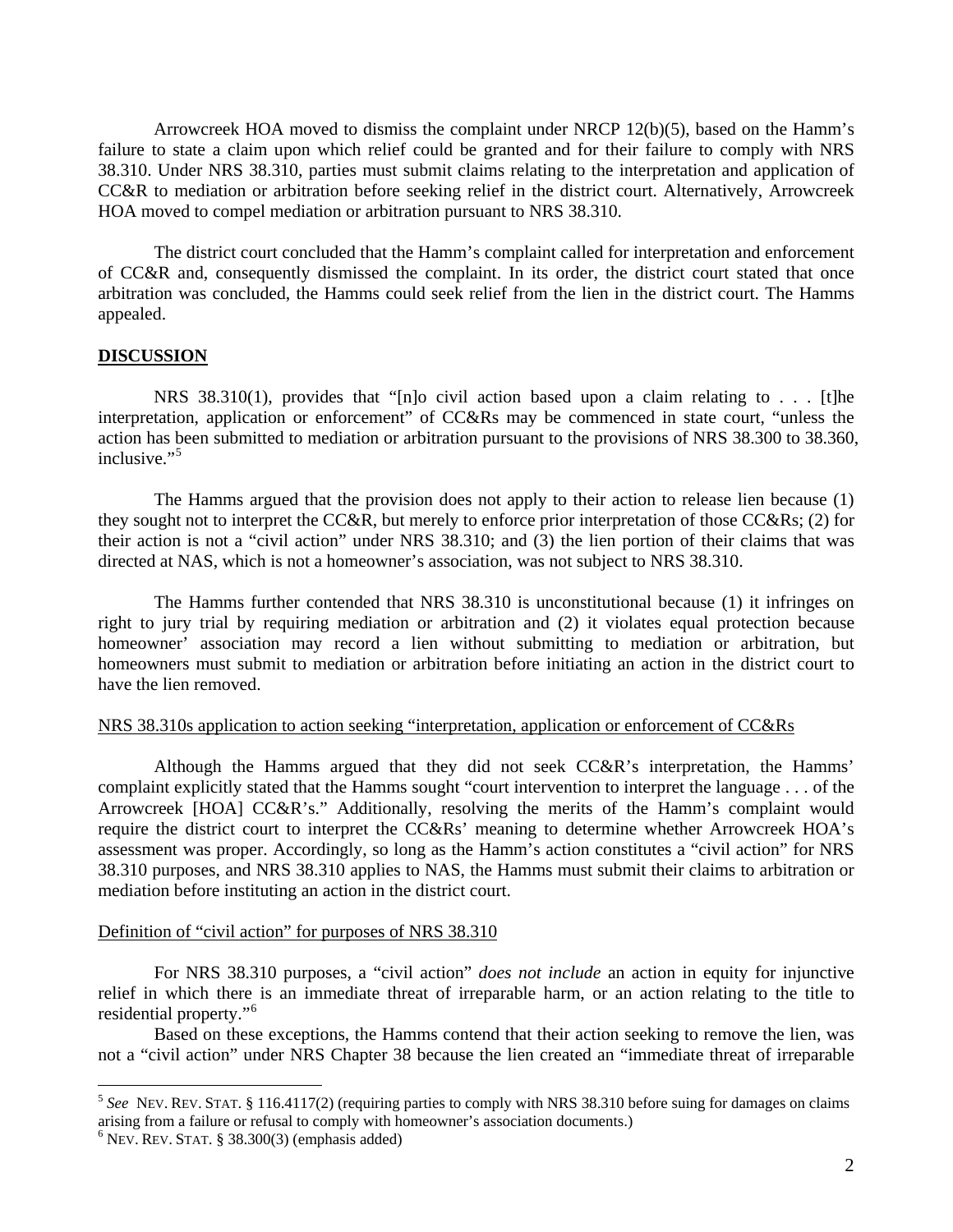Arrowcreek HOA moved to dismiss the complaint under NRCP 12(b)(5), based on the Hamm's failure to state a claim upon which relief could be granted and for their failure to comply with NRS 38.310. Under NRS 38.310, parties must submit claims relating to the interpretation and application of CC&R to mediation or arbitration before seeking relief in the district court. Alternatively, Arrowcreek HOA moved to compel mediation or arbitration pursuant to NRS 38.310.

The district court concluded that the Hamm's complaint called for interpretation and enforcement of CC&R and, consequently dismissed the complaint. In its order, the district court stated that once arbitration was concluded, the Hamms could seek relief from the lien in the district court. The Hamms appealed.

**DISCUSSION**

NRS 38.310(1), provides that "[n]o civil action based upon a claim relating to . . . [t]he interpretation, application or enforcement" of CC&Rs may be commenced in state court, "unless the action has been submitted to mediation or arbitration pursuant to the provisions of NRS 38.300 to 38.360, inclusive."[5]

The Hamms argued that the provision does not apply to their action to release lien because (1) they sought not to interpret the CC&R, but merely to enforce prior interpretation of those CC&Rs; (2) for their action is not a "civil action" under NRS 38.310; and (3) the lien portion of their claims that was directed at NAS, which is not a homeowner's association, was not subject to NRS 38.310.

The Hamms further contended that NRS 38.310 is unconstitutional because (1) it infringes on right to jury trial by requiring mediation or arbitration and (2) it violates equal protection because homeowner' association may record a lien without submitting to mediation or arbitration, but homeowners must submit to mediation or arbitration before initiating an action in the district court to have the lien removed.

NRS 38.310s application to action seeking "interpretation, application or enforcement of CC&Rs

Although the Hamms argued that they did not seek CC&R's interpretation, the Hamms' complaint explicitly stated that the Hamms sought "court intervention to interpret the language . . . of the Arrowcreek [HOA] CC&R's." Additionally, resolving the merits of the Hamm's complaint would require the district court to interpret the CC&Rs' meaning to determine whether Arrowcreek HOA's assessment was proper. Accordingly, so long as the Hamm's action constitutes a "civil action" for NRS 38.310 purposes, and NRS 38.310 applies to NAS, the Hamms must submit their claims to arbitration or mediation before instituting an action in the district court.

Definition of "civil action" for purposes of NRS 38.310

For NRS 38.310 purposes, a "civil action" *does not include* an action in equity for injunctive relief in which there is an immediate threat of irreparable harm, or an action relating to the title to residential property."[6]

Based on these exceptions, the Hamms contend that their action seeking to remove the lien, was not a "civil action" under NRS Chapter 38 because the lien created an "immediate threat of irreparable

---

[5] *See* NEV. REV. STAT. § 116.4117(2) (requiring parties to comply with NRS 38.310 before suing for damages on claims arising from a failure or refusal to comply with homeowner's association documents.)

[6] NEV. REV. STAT. § 38.300(3) (emphasis added)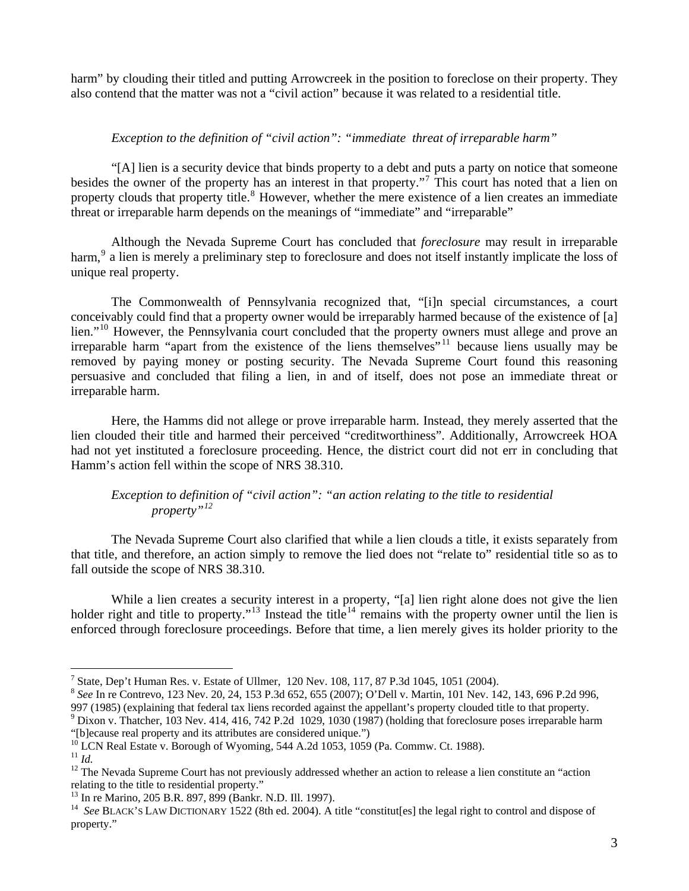harm" by clouding their titled and putting Arrowcreek in the position to foreclose on their property. They also contend that the matter was not a "civil action" because it was related to a residential title.

*Exception to the definition of "civil action": "immediate threat of irreparable harm"*

"[A] lien is a security device that binds property to a debt and puts a party on notice that someone besides the owner of the property has an interest in that property."[7] This court has noted that a lien on property clouds that property title.[8] However, whether the mere existence of a lien creates an immediate threat or irreparable harm depends on the meanings of "immediate" and "irreparable"

Although the Nevada Supreme Court has concluded that *foreclosure* may result in irreparable harm,[9] a lien is merely a preliminary step to foreclosure and does not itself instantly implicate the loss of unique real property.

The Commonwealth of Pennsylvania recognized that, "[i]n special circumstances, a court conceivably could find that a property owner would be irreparably harmed because of the existence of [a] lien."[10] However, the Pennsylvania court concluded that the property owners must allege and prove an irreparable harm "apart from the existence of the liens themselves"[11] because liens usually may be removed by paying money or posting security. The Nevada Supreme Court found this reasoning persuasive and concluded that filing a lien, in and of itself, does not pose an immediate threat or irreparable harm.

Here, the Hamms did not allege or prove irreparable harm. Instead, they merely asserted that the lien clouded their title and harmed their perceived "creditworthiness". Additionally, Arrowcreek HOA had not yet instituted a foreclosure proceeding. Hence, the district court did not err in concluding that Hamm's action fell within the scope of NRS 38.310.

*Exception to definition of "civil action": "an action relating to the title to residential property"*[12]

The Nevada Supreme Court also clarified that while a lien clouds a title, it exists separately from that title, and therefore, an action simply to remove the lied does not "relate to" residential title so as to fall outside the scope of NRS 38.310.

While a lien creates a security interest in a property, "[a] lien right alone does not give the lien holder right and title to property."[13] Instead the title[14] remains with the property owner until the lien is enforced through foreclosure proceedings. Before that time, a lien merely gives its holder priority to the

---

[7] State, Dep't Human Res. v. Estate of Ullmer, 120 Nev. 108, 117, 87 P.3d 1045, 1051 (2004).

[8] *See* In re Contrevo, 123 Nev. 20, 24, 153 P.3d 652, 655 (2007); O'Dell v. Martin, 101 Nev. 142, 143, 696 P.2d 996, 997 (1985) (explaining that federal tax liens recorded against the appellant's property clouded title to that property.

[9] Dixon v. Thatcher, 103 Nev. 414, 416, 742 P.2d 1029, 1030 (1987) (holding that foreclosure poses irreparable harm "[b]ecause real property and its attributes are considered unique.")

[10] LCN Real Estate v. Borough of Wyoming, 544 A.2d 1053, 1059 (Pa. Commw. Ct. 1988).

[11] *Id.*

[12] The Nevada Supreme Court has not previously addressed whether an action to release a lien constitute an "action relating to the title to residential property."

[13] In re Marino, 205 B.R. 897, 899 (Bankr. N.D. Ill. 1997).

[14] *See* BLACK'S LAW DICTIONARY 1522 (8th ed. 2004). A title "constitut[es] the legal right to control and dispose of property."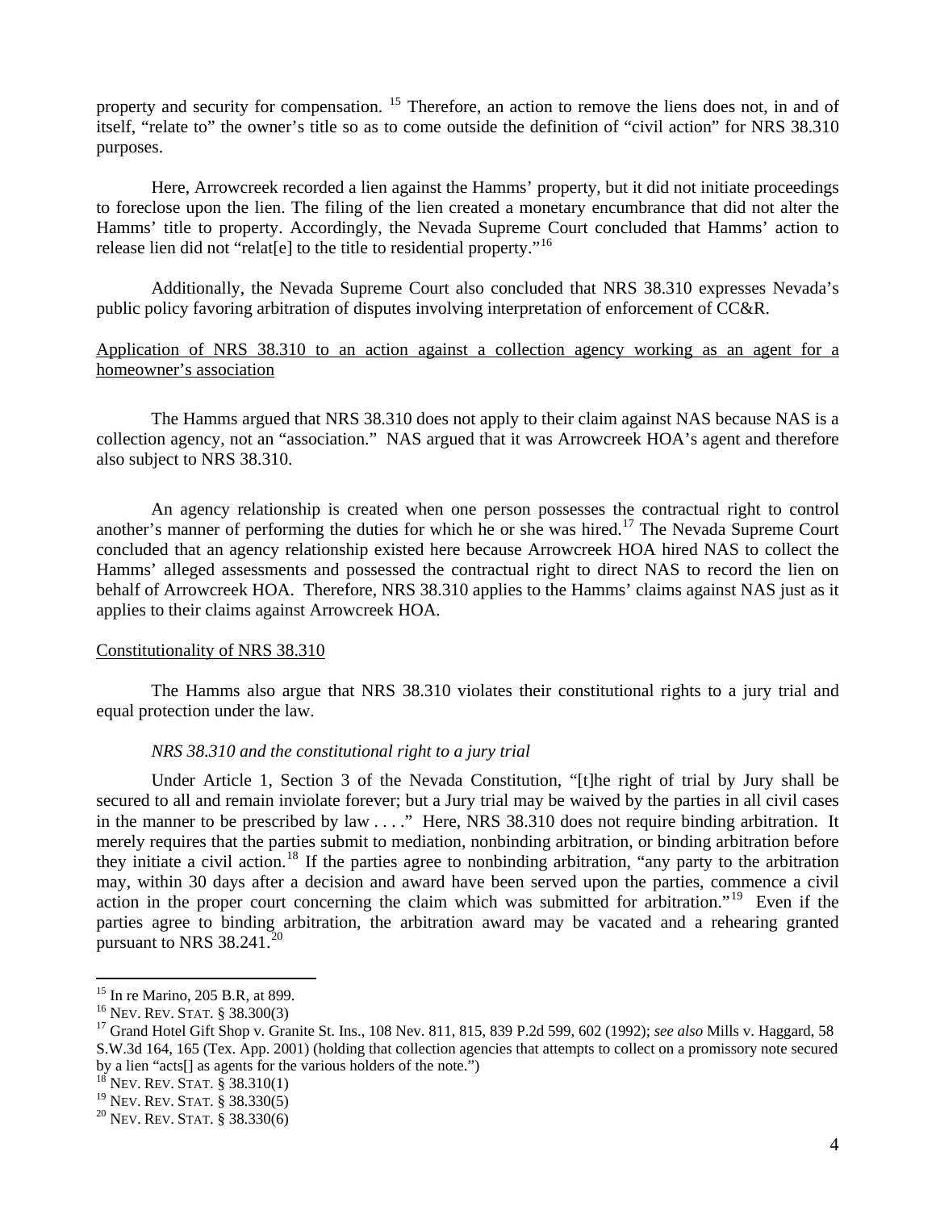property and security for compensation. [15] Therefore, an action to remove the liens does not, in and of itself, "relate to" the owner's title so as to come outside the definition of "civil action" for NRS 38.310 purposes.

Here, Arrowcreek recorded a lien against the Hamms' property, but it did not initiate proceedings to foreclose upon the lien. The filing of the lien created a monetary encumbrance that did not alter the Hamms' title to property. Accordingly, the Nevada Supreme Court concluded that Hamms' action to release lien did not "relat[e] to the title to residential property."[16]

Additionally, the Nevada Supreme Court also concluded that NRS 38.310 expresses Nevada's public policy favoring arbitration of disputes involving interpretation of enforcement of CC&R.

<u>Application of NRS 38.310 to an action against a collection agency working as an agent for a homeowner's association</u>

The Hamms argued that NRS 38.310 does not apply to their claim against NAS because NAS is a collection agency, not an "association." NAS argued that it was Arrowcreek HOA's agent and therefore also subject to NRS 38.310.

An agency relationship is created when one person possesses the contractual right to control another's manner of performing the duties for which he or she was hired.[17] The Nevada Supreme Court concluded that an agency relationship existed here because Arrowcreek HOA hired NAS to collect the Hamms' alleged assessments and possessed the contractual right to direct NAS to record the lien on behalf of Arrowcreek HOA. Therefore, NRS 38.310 applies to the Hamms' claims against NAS just as it applies to their claims against Arrowcreek HOA.

<u>Constitutionality of NRS 38.310</u>

The Hamms also argue that NRS 38.310 violates their constitutional rights to a jury trial and equal protection under the law.

*NRS 38.310 and the constitutional right to a jury trial*

Under Article 1, Section 3 of the Nevada Constitution, "[t]he right of trial by Jury shall be secured to all and remain inviolate forever; but a Jury trial may be waived by the parties in all civil cases in the manner to be prescribed by law . . . ." Here, NRS 38.310 does not require binding arbitration. It merely requires that the parties submit to mediation, nonbinding arbitration, or binding arbitration before they initiate a civil action.[18] If the parties agree to nonbinding arbitration, "any party to the arbitration may, within 30 days after a decision and award have been served upon the parties, commence a civil action in the proper court concerning the claim which was submitted for arbitration."[19] Even if the parties agree to binding arbitration, the arbitration award may be vacated and a rehearing granted pursuant to NRS 38.241.[20]

---

[15] In re Marino, 205 B.R, at 899.

[16] NEV. REV. STAT. § 38.300(3)

[17] Grand Hotel Gift Shop v. Granite St. Ins., 108 Nev. 811, 815, 839 P.2d 599, 602 (1992); *see also* Mills v. Haggard, 58 S.W.3d 164, 165 (Tex. App. 2001) (holding that collection agencies that attempts to collect on a promissory note secured by a lien "acts[] as agents for the various holders of the note.")

[18] NEV. REV. STAT. § 38.310(1)

[19] NEV. REV. STAT. § 38.330(5)

[20] NEV. REV. STAT. § 38.330(6)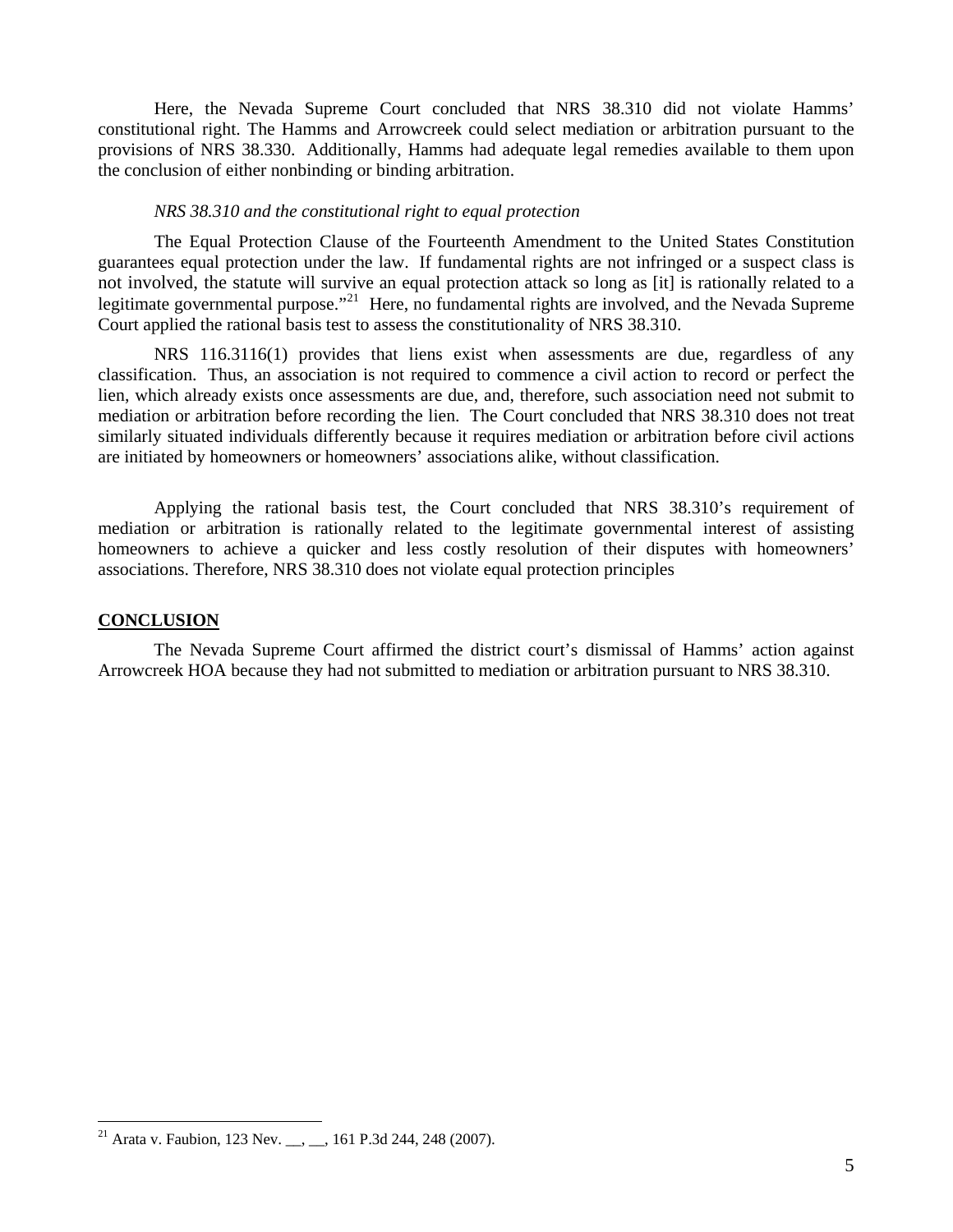Here, the Nevada Supreme Court concluded that NRS 38.310 did not violate Hamms' constitutional right. The Hamms and Arrowcreek could select mediation or arbitration pursuant to the provisions of NRS 38.330. Additionally, Hamms had adequate legal remedies available to them upon the conclusion of either nonbinding or binding arbitration.

*NRS 38.310 and the constitutional right to equal protection*

The Equal Protection Clause of the Fourteenth Amendment to the United States Constitution guarantees equal protection under the law. If fundamental rights are not infringed or a suspect class is not involved, the statute will survive an equal protection attack so long as [it] is rationally related to a legitimate governmental purpose."[21] Here, no fundamental rights are involved, and the Nevada Supreme Court applied the rational basis test to assess the constitutionality of NRS 38.310.

NRS 116.3116(1) provides that liens exist when assessments are due, regardless of any classification. Thus, an association is not required to commence a civil action to record or perfect the lien, which already exists once assessments are due, and, therefore, such association need not submit to mediation or arbitration before recording the lien. The Court concluded that NRS 38.310 does not treat similarly situated individuals differently because it requires mediation or arbitration before civil actions are initiated by homeowners or homeowners' associations alike, without classification.

Applying the rational basis test, the Court concluded that NRS 38.310's requirement of mediation or arbitration is rationally related to the legitimate governmental interest of assisting homeowners to achieve a quicker and less costly resolution of their disputes with homeowners' associations. Therefore, NRS 38.310 does not violate equal protection principles

## CONCLUSION

The Nevada Supreme Court affirmed the district court's dismissal of Hamms' action against Arrowcreek HOA because they had not submitted to mediation or arbitration pursuant to NRS 38.310.

---

[21] Arata v. Faubion, 123 Nev. __, __, 161 P.3d 244, 248 (2007).